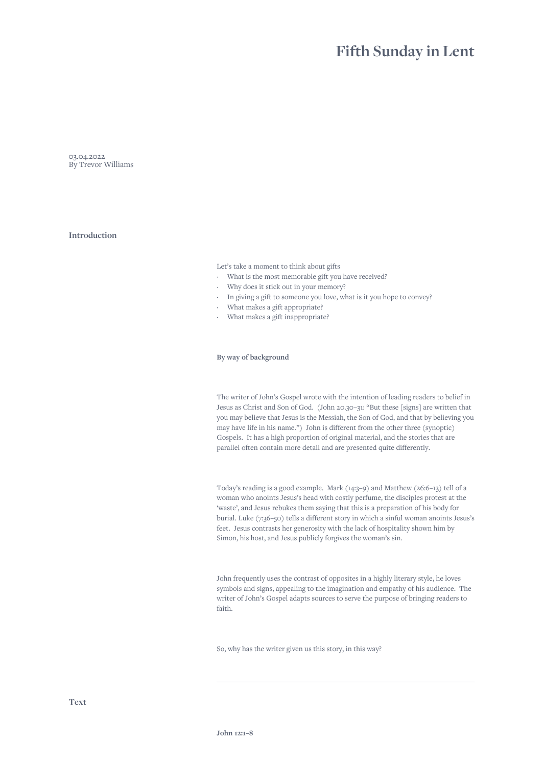# Fifth Sunday in Lent

03.04.2022
By Trevor Williams

## Introduction

Let's take a moment to think about gifts

- What is the most memorable gift you have received?
- Why does it stick out in your memory?
- In giving a gift to someone you love, what is it you hope to convey?
- What makes a gift appropriate?
- What makes a gift inappropriate?

### By way of background

The writer of John's Gospel wrote with the intention of leading readers to belief in Jesus as Christ and Son of God. (John 20.30–31: "But these [signs] are written that you may believe that Jesus is the Messiah, the Son of God, and that by believing you may have life in his name.") John is different from the other three (synoptic) Gospels. It has a high proportion of original material, and the stories that are parallel often contain more detail and are presented quite differently.

Today's reading is a good example. Mark (14:3–9) and Matthew (26:6–13) tell of a woman who anoints Jesus's head with costly perfume, the disciples protest at the 'waste', and Jesus rebukes them saying that this is a preparation of his body for burial. Luke (7:36–50) tells a different story in which a sinful woman anoints Jesus's feet. Jesus contrasts her generosity with the lack of hospitality shown him by Simon, his host, and Jesus publicly forgives the woman's sin.

John frequently uses the contrast of opposites in a highly literary style, he loves symbols and signs, appealing to the imagination and empathy of his audience. The writer of John's Gospel adapts sources to serve the purpose of bringing readers to faith.

So, why has the writer given us this story, in this way?

---

## Text

### John 12:1–8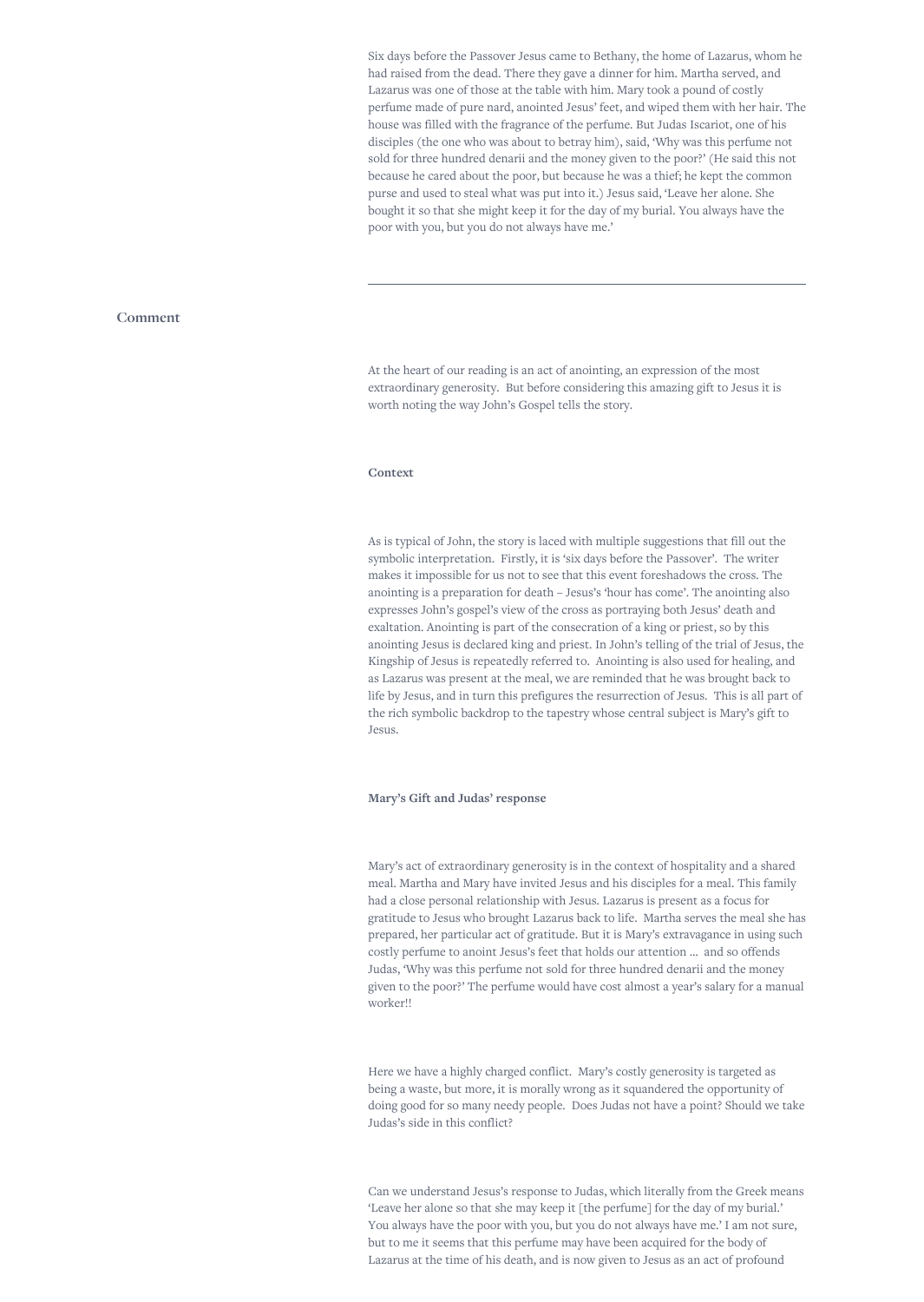Six days before the Passover Jesus came to Bethany, the home of Lazarus, whom he had raised from the dead. There they gave a dinner for him. Martha served, and Lazarus was one of those at the table with him. Mary took a pound of costly perfume made of pure nard, anointed Jesus' feet, and wiped them with her hair. The house was filled with the fragrance of the perfume. But Judas Iscariot, one of his disciples (the one who was about to betray him), said, 'Why was this perfume not sold for three hundred denarii and the money given to the poor?' (He said this not because he cared about the poor, but because he was a thief; he kept the common purse and used to steal what was put into it.) Jesus said, 'Leave her alone. She bought it so that she might keep it for the day of my burial. You always have the poor with you, but you do not always have me.'

---

## Comment

At the heart of our reading is an act of anointing, an expression of the most extraordinary generosity.  But before considering this amazing gift to Jesus it is worth noting the way John's Gospel tells the story.

### Context

As is typical of John, the story is laced with multiple suggestions that fill out the symbolic interpretation.  Firstly, it is 'six days before the Passover'.  The writer makes it impossible for us not to see that this event foreshadows the cross. The anointing is a preparation for death – Jesus's 'hour has come'. The anointing also expresses John's gospel's view of the cross as portraying both Jesus' death and exaltation. Anointing is part of the consecration of a king or priest, so by this anointing Jesus is declared king and priest. In John's telling of the trial of Jesus, the Kingship of Jesus is repeatedly referred to.  Anointing is also used for healing, and as Lazarus was present at the meal, we are reminded that he was brought back to life by Jesus, and in turn this prefigures the resurrection of Jesus.  This is all part of the rich symbolic backdrop to the tapestry whose central subject is Mary's gift to Jesus.

### Mary's Gift and Judas' response

Mary's act of extraordinary generosity is in the context of hospitality and a shared meal. Martha and Mary have invited Jesus and his disciples for a meal. This family had a close personal relationship with Jesus. Lazarus is present as a focus for gratitude to Jesus who brought Lazarus back to life.  Martha serves the meal she has prepared, her particular act of gratitude. But it is Mary's extravagance in using such costly perfume to anoint Jesus's feet that holds our attention …  and so offends Judas, 'Why was this perfume not sold for three hundred denarii and the money given to the poor?' The perfume would have cost almost a year's salary for a manual worker!!

Here we have a highly charged conflict.  Mary's costly generosity is targeted as being a waste, but more, it is morally wrong as it squandered the opportunity of doing good for so many needy people.  Does Judas not have a point? Should we take Judas's side in this conflict?

Can we understand Jesus's response to Judas, which literally from the Greek means 'Leave her alone so that she may keep it [the perfume] for the day of my burial.' You always have the poor with you, but you do not always have me.' I am not sure, but to me it seems that this perfume may have been acquired for the body of Lazarus at the time of his death, and is now given to Jesus as an act of profound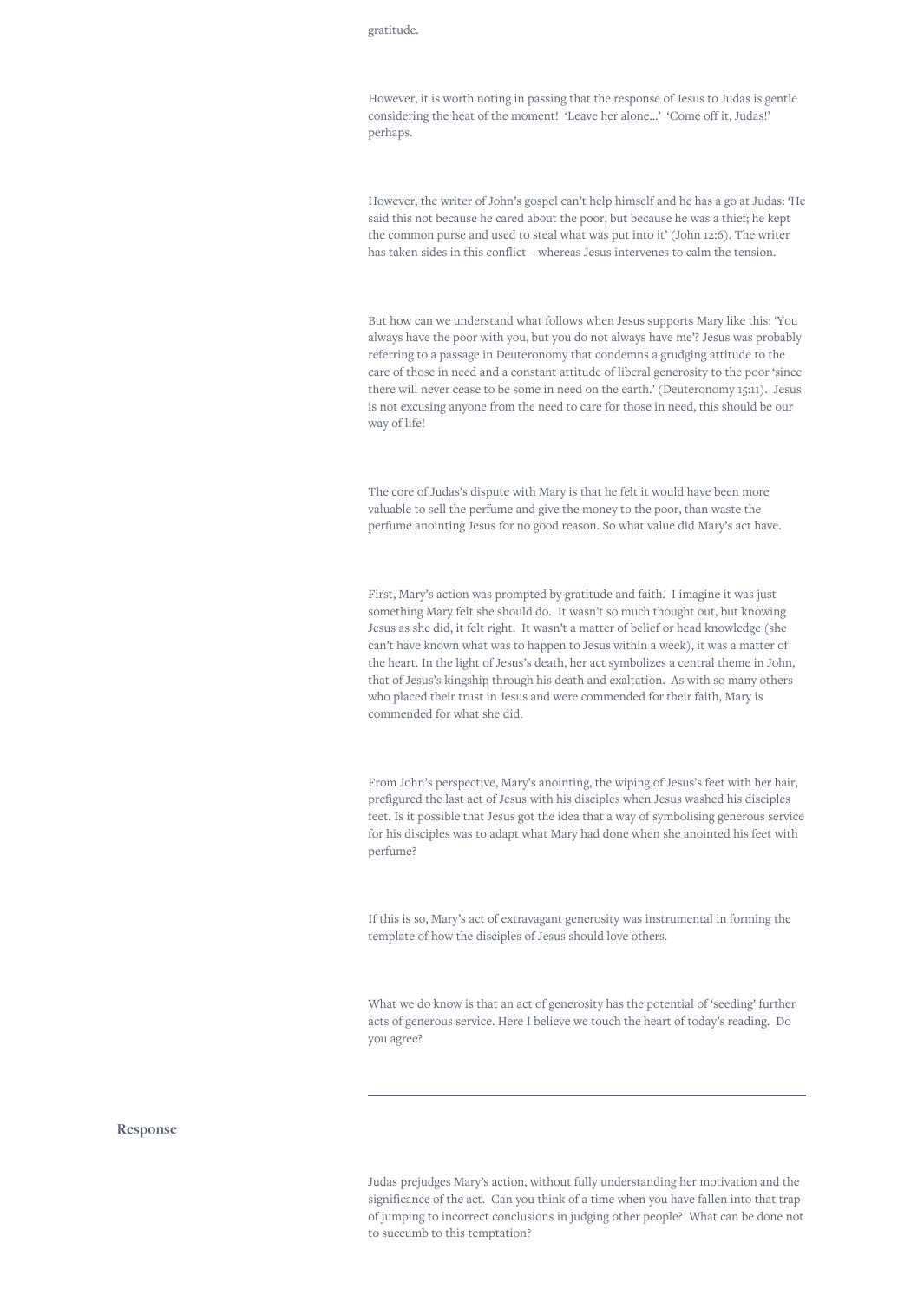gratitude.

However, it is worth noting in passing that the response of Jesus to Judas is gentle considering the heat of the moment! 'Leave her alone...' 'Come off it, Judas!' perhaps.

However, the writer of John's gospel can't help himself and he has a go at Judas: 'He said this not because he cared about the poor, but because he was a thief; he kept the common purse and used to steal what was put into it' (John 12:6). The writer has taken sides in this conflict – whereas Jesus intervenes to calm the tension.

But how can we understand what follows when Jesus supports Mary like this: 'You always have the poor with you, but you do not always have me'? Jesus was probably referring to a passage in Deuteronomy that condemns a grudging attitude to the care of those in need and a constant attitude of liberal generosity to the poor 'since there will never cease to be some in need on the earth.' (Deuteronomy 15:11). Jesus is not excusing anyone from the need to care for those in need, this should be our way of life!

The core of Judas's dispute with Mary is that he felt it would have been more valuable to sell the perfume and give the money to the poor, than waste the perfume anointing Jesus for no good reason. So what value did Mary's act have.

First, Mary's action was prompted by gratitude and faith. I imagine it was just something Mary felt she should do. It wasn't so much thought out, but knowing Jesus as she did, it felt right. It wasn't a matter of belief or head knowledge (she can't have known what was to happen to Jesus within a week), it was a matter of the heart. In the light of Jesus's death, her act symbolizes a central theme in John, that of Jesus's kingship through his death and exaltation. As with so many others who placed their trust in Jesus and were commended for their faith, Mary is commended for what she did.

From John's perspective, Mary's anointing, the wiping of Jesus's feet with her hair, prefigured the last act of Jesus with his disciples when Jesus washed his disciples feet. Is it possible that Jesus got the idea that a way of symbolising generous service for his disciples was to adapt what Mary had done when she anointed his feet with perfume?

If this is so, Mary's act of extravagant generosity was instrumental in forming the template of how the disciples of Jesus should love others.

What we do know is that an act of generosity has the potential of 'seeding' further acts of generous service. Here I believe we touch the heart of today's reading. Do you agree?

---

## Response

Judas prejudges Mary's action, without fully understanding her motivation and the significance of the act. Can you think of a time when you have fallen into that trap of jumping to incorrect conclusions in judging other people? What can be done not to succumb to this temptation?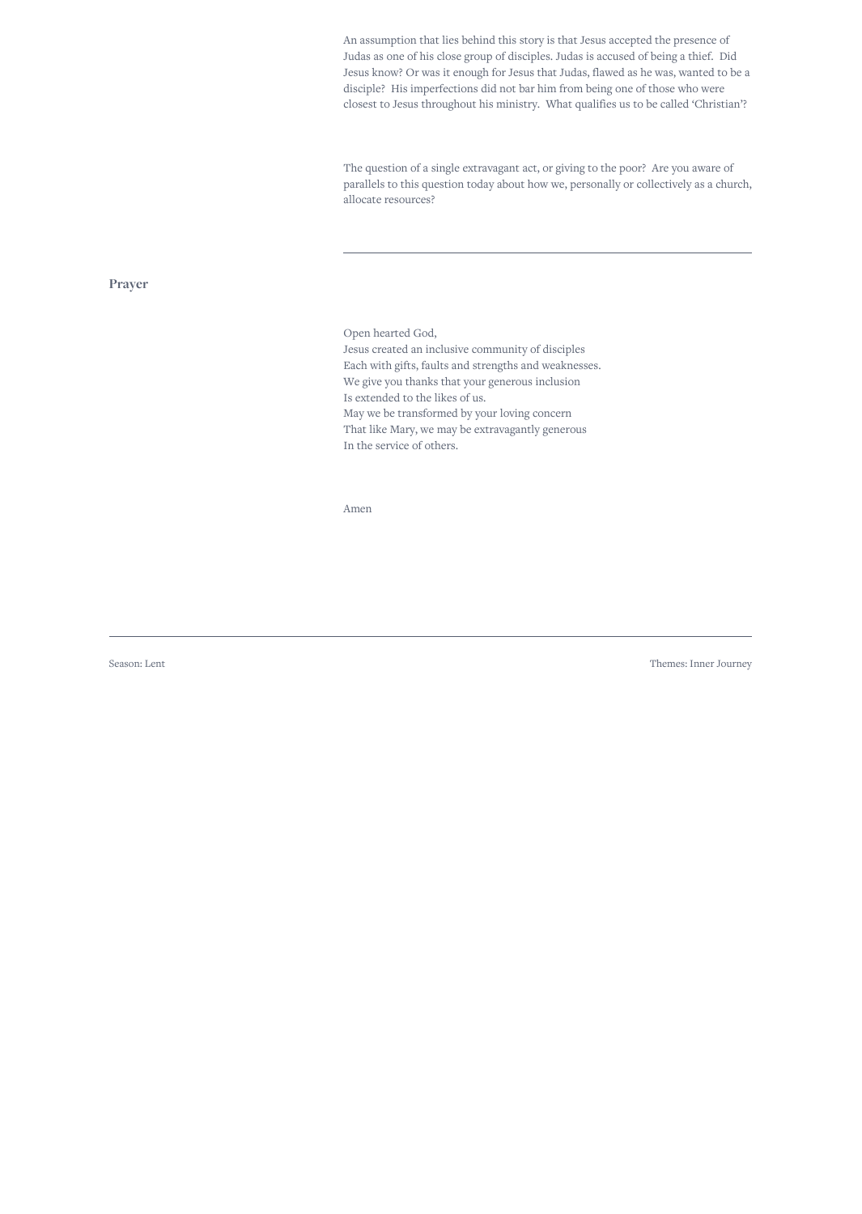An assumption that lies behind this story is that Jesus accepted the presence of Judas as one of his close group of disciples. Judas is accused of being a thief. Did Jesus know? Or was it enough for Jesus that Judas, flawed as he was, wanted to be a disciple? His imperfections did not bar him from being one of those who were closest to Jesus throughout his ministry. What qualifies us to be called 'Christian'?

The question of a single extravagant act, or giving to the poor? Are you aware of parallels to this question today about how we, personally or collectively as a church, allocate resources?

---

## Prayer

Open hearted God,
Jesus created an inclusive community of disciples
Each with gifts, faults and strengths and weaknesses.
We give you thanks that your generous inclusion
Is extended to the likes of us.
May we be transformed by your loving concern
That like Mary, we may be extravagantly generous
In the service of others.

Amen

---

Season: Lent

Themes: Inner Journey